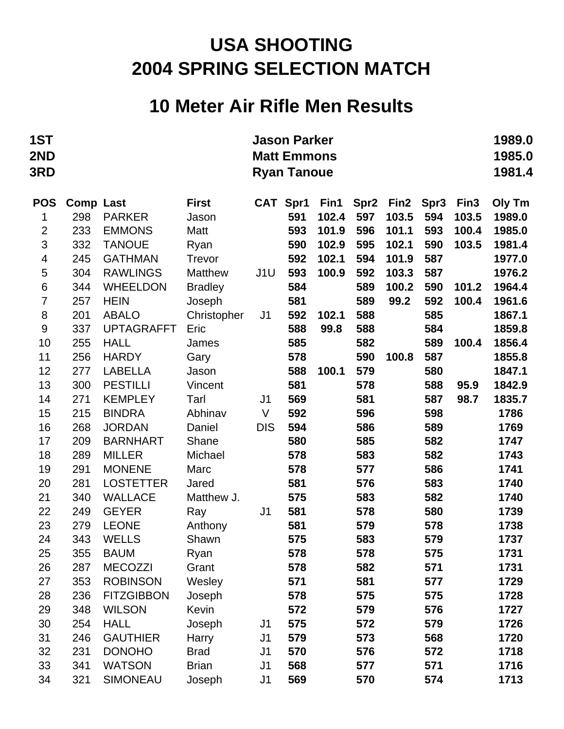# USA SHOOTING
# 2004 SPRING SELECTION MATCH

## 10 Meter Air Rifle Men Results

| | | |
|---|---|---|
| **1ST** | **Jason Parker** | **1989.0** |
| **2ND** | **Matt Emmons** | **1985.0** |
| **3RD** | **Ryan Tanoue** | **1981.4** |

| POS | Comp | Last | First | CAT | Spr1 | Fin1 | Spr2 | Fin2 | Spr3 | Fin3 | Oly Tm |
|---|---|---|---|---|---|---|---|---|---|---|---|
| 1 | 298 | PARKER | Jason | | 591 | 102.4 | 597 | 103.5 | 594 | 103.5 | 1989.0 |
| 2 | 233 | EMMONS | Matt | | 593 | 101.9 | 596 | 101.1 | 593 | 100.4 | 1985.0 |
| 3 | 332 | TANOUE | Ryan | | 590 | 102.9 | 595 | 102.1 | 590 | 103.5 | 1981.4 |
| 4 | 245 | GATHMAN | Trevor | | 592 | 102.1 | 594 | 101.9 | 587 | | 1977.0 |
| 5 | 304 | RAWLINGS | Matthew | J1U | 593 | 100.9 | 592 | 103.3 | 587 | | 1976.2 |
| 6 | 344 | WHEELDON | Bradley | | 584 | | 589 | 100.2 | 590 | 101.2 | 1964.4 |
| 7 | 257 | HEIN | Joseph | | 581 | | 589 | 99.2 | 592 | 100.4 | 1961.6 |
| 8 | 201 | ABALO | Christopher | J1 | 592 | 102.1 | 588 | | 585 | | 1867.1 |
| 9 | 337 | UPTAGRAFFT | Eric | | 588 | 99.8 | 588 | | 584 | | 1859.8 |
| 10 | 255 | HALL | James | | 585 | | 582 | | 589 | 100.4 | 1856.4 |
| 11 | 256 | HARDY | Gary | | 578 | | 590 | 100.8 | 587 | | 1855.8 |
| 12 | 277 | LABELLA | Jason | | 588 | 100.1 | 579 | | 580 | | 1847.1 |
| 13 | 300 | PESTILLI | Vincent | | 581 | | 578 | | 588 | 95.9 | 1842.9 |
| 14 | 271 | KEMPLEY | Tarl | J1 | 569 | | 581 | | 587 | 98.7 | 1835.7 |
| 15 | 215 | BINDRA | Abhinav | V | 592 | | 596 | | 598 | | 1786 |
| 16 | 268 | JORDAN | Daniel | DIS | 594 | | 586 | | 589 | | 1769 |
| 17 | 209 | BARNHART | Shane | | 580 | | 585 | | 582 | | 1747 |
| 18 | 289 | MILLER | Michael | | 578 | | 583 | | 582 | | 1743 |
| 19 | 291 | MONENE | Marc | | 578 | | 577 | | 586 | | 1741 |
| 20 | 281 | LOSTETTER | Jared | | 581 | | 576 | | 583 | | 1740 |
| 21 | 340 | WALLACE | Matthew J. | | 575 | | 583 | | 582 | | 1740 |
| 22 | 249 | GEYER | Ray | J1 | 581 | | 578 | | 580 | | 1739 |
| 23 | 279 | LEONE | Anthony | | 581 | | 579 | | 578 | | 1738 |
| 24 | 343 | WELLS | Shawn | | 575 | | 583 | | 579 | | 1737 |
| 25 | 355 | BAUM | Ryan | | 578 | | 578 | | 575 | | 1731 |
| 26 | 287 | MECOZZI | Grant | | 578 | | 582 | | 571 | | 1731 |
| 27 | 353 | ROBINSON | Wesley | | 571 | | 581 | | 577 | | 1729 |
| 28 | 236 | FITZGIBBON | Joseph | | 578 | | 575 | | 575 | | 1728 |
| 29 | 348 | WILSON | Kevin | | 572 | | 579 | | 576 | | 1727 |
| 30 | 254 | HALL | Joseph | J1 | 575 | | 572 | | 579 | | 1726 |
| 31 | 246 | GAUTHIER | Harry | J1 | 579 | | 573 | | 568 | | 1720 |
| 32 | 231 | DONOHO | Brad | J1 | 570 | | 576 | | 572 | | 1718 |
| 33 | 341 | WATSON | Brian | J1 | 568 | | 577 | | 571 | | 1716 |
| 34 | 321 | SIMONEAU | Joseph | J1 | 569 | | 570 | | 574 | | 1713 |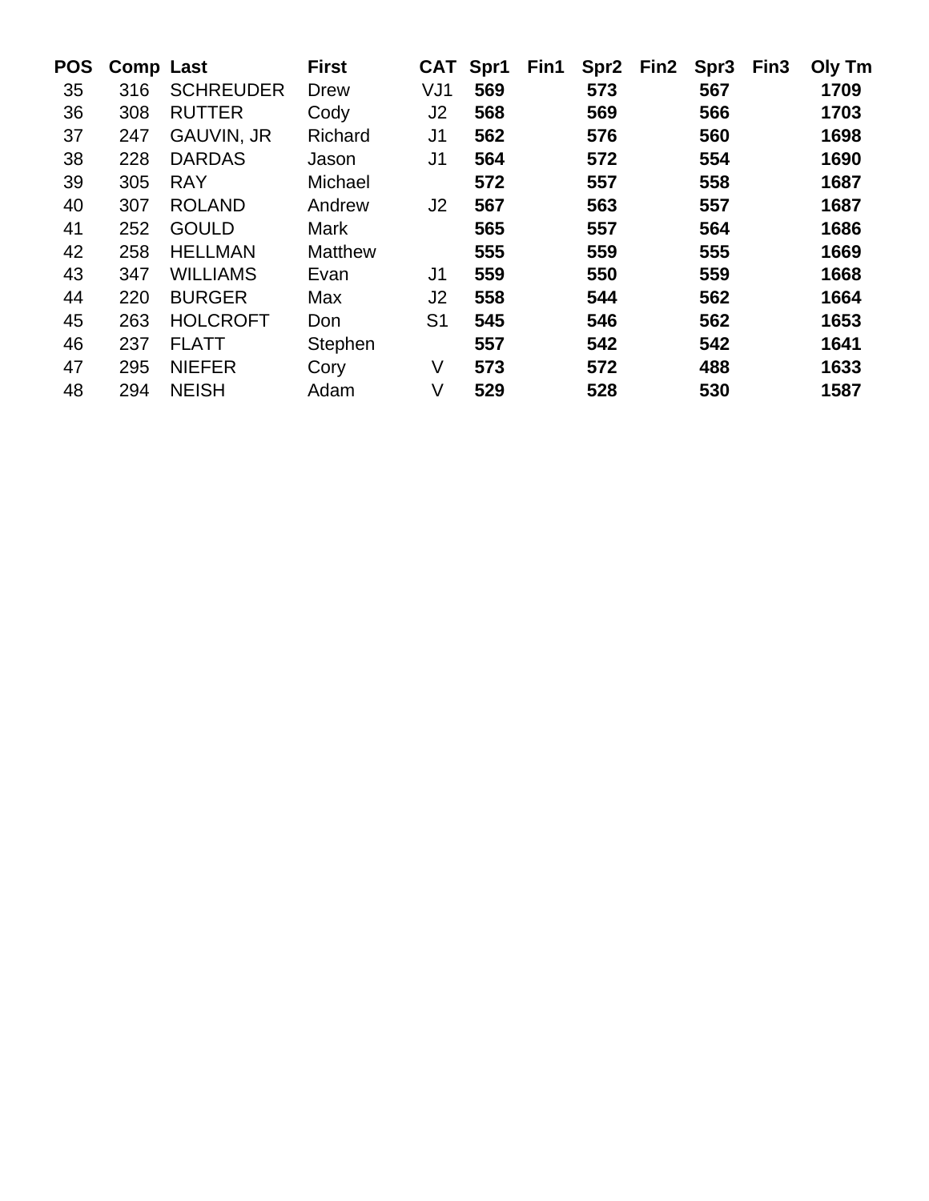| POS | Comp | Last | First | CAT | Spr1 | Fin1 | Spr2 | Fin2 | Spr3 | Fin3 | Oly Tm |
|---|---|---|---|---|---|---|---|---|---|---|---|
| 35 | 316 | SCHREUDER | Drew | VJ1 | **569** | | **573** | | **567** | | **1709** |
| 36 | 308 | RUTTER | Cody | J2 | **568** | | **569** | | **566** | | **1703** |
| 37 | 247 | GAUVIN, JR | Richard | J1 | **562** | | **576** | | **560** | | **1698** |
| 38 | 228 | DARDAS | Jason | J1 | **564** | | **572** | | **554** | | **1690** |
| 39 | 305 | RAY | Michael | | **572** | | **557** | | **558** | | **1687** |
| 40 | 307 | ROLAND | Andrew | J2 | **567** | | **563** | | **557** | | **1687** |
| 41 | 252 | GOULD | Mark | | **565** | | **557** | | **564** | | **1686** |
| 42 | 258 | HELLMAN | Matthew | | **555** | | **559** | | **555** | | **1669** |
| 43 | 347 | WILLIAMS | Evan | J1 | **559** | | **550** | | **559** | | **1668** |
| 44 | 220 | BURGER | Max | J2 | **558** | | **544** | | **562** | | **1664** |
| 45 | 263 | HOLCROFT | Don | S1 | **545** | | **546** | | **562** | | **1653** |
| 46 | 237 | FLATT | Stephen | | **557** | | **542** | | **542** | | **1641** |
| 47 | 295 | NIEFER | Cory | V | **573** | | **572** | | **488** | | **1633** |
| 48 | 294 | NEISH | Adam | V | **529** | | **528** | | **530** | | **1587** |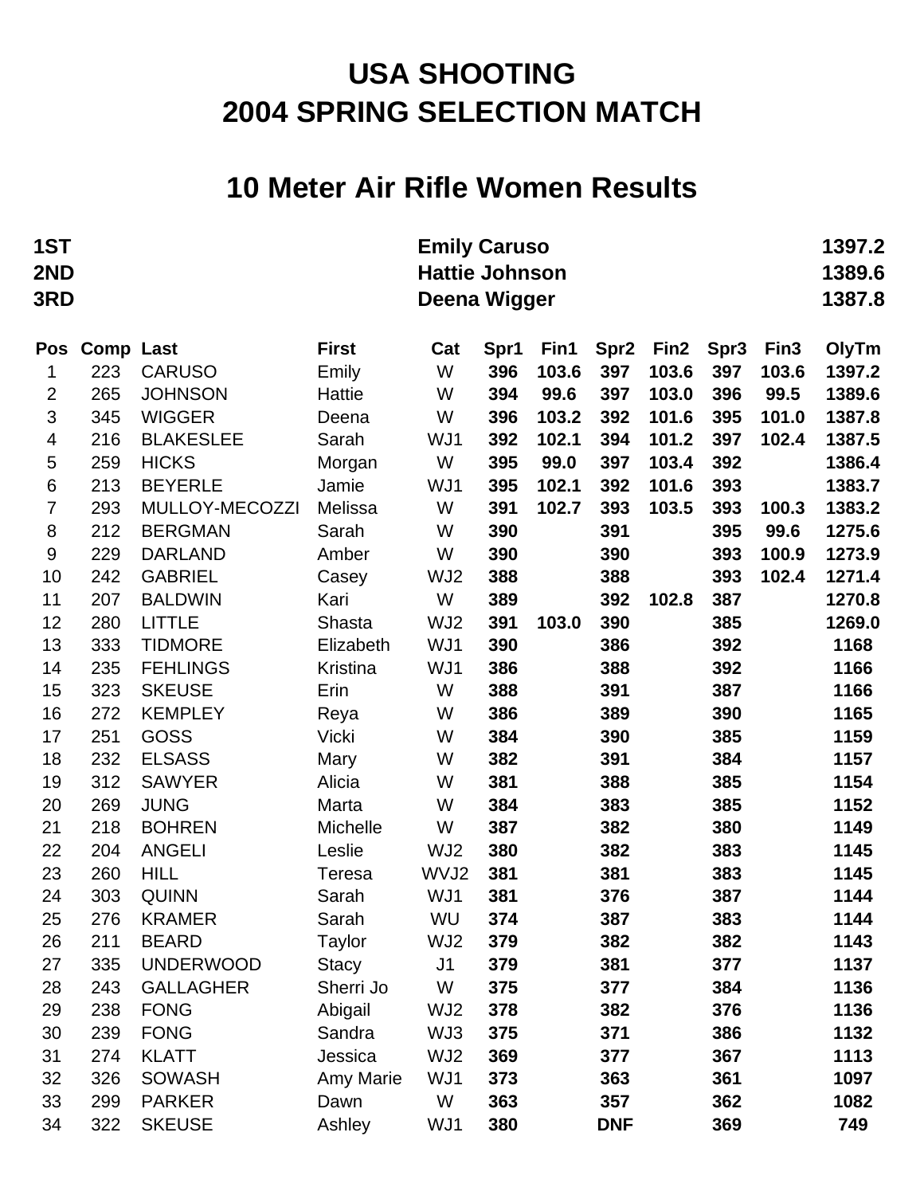# USA SHOOTING
# 2004 SPRING SELECTION MATCH

## 10 Meter Air Rifle Women Results

| | | |
|---|---|---|
| **1ST** | **Emily Caruso** | **1397.2** |
| **2ND** | **Hattie Johnson** | **1389.6** |
| **3RD** | **Deena Wigger** | **1387.8** |

| Pos | Comp | Last | First | Cat | Spr1 | Fin1 | Spr2 | Fin2 | Spr3 | Fin3 | OlyTm |
|---|---|---|---|---|---|---|---|---|---|---|---|
| 1 | 223 | CARUSO | Emily | W | **396** | **103.6** | **397** | **103.6** | **397** | **103.6** | **1397.2** |
| 2 | 265 | JOHNSON | Hattie | W | **394** | **99.6** | **397** | **103.0** | **396** | **99.5** | **1389.6** |
| 3 | 345 | WIGGER | Deena | W | **396** | **103.2** | **392** | **101.6** | **395** | **101.0** | **1387.8** |
| 4 | 216 | BLAKESLEE | Sarah | WJ1 | **392** | **102.1** | **394** | **101.2** | **397** | **102.4** | **1387.5** |
| 5 | 259 | HICKS | Morgan | W | **395** | **99.0** | **397** | **103.4** | **392** | | **1386.4** |
| 6 | 213 | BEYERLE | Jamie | WJ1 | **395** | **102.1** | **392** | **101.6** | **393** | | **1383.7** |
| 7 | 293 | MULLOY-MECOZZI | Melissa | W | **391** | **102.7** | **393** | **103.5** | **393** | **100.3** | **1383.2** |
| 8 | 212 | BERGMAN | Sarah | W | **390** | | **391** | | **395** | **99.6** | **1275.6** |
| 9 | 229 | DARLAND | Amber | W | **390** | | **390** | | **393** | **100.9** | **1273.9** |
| 10 | 242 | GABRIEL | Casey | WJ2 | **388** | | **388** | | **393** | **102.4** | **1271.4** |
| 11 | 207 | BALDWIN | Kari | W | **389** | | **392** | **102.8** | **387** | | **1270.8** |
| 12 | 280 | LITTLE | Shasta | WJ2 | **391** | **103.0** | **390** | | **385** | | **1269.0** |
| 13 | 333 | TIDMORE | Elizabeth | WJ1 | **390** | | **386** | | **392** | | **1168** |
| 14 | 235 | FEHLINGS | Kristina | WJ1 | **386** | | **388** | | **392** | | **1166** |
| 15 | 323 | SKEUSE | Erin | W | **388** | | **391** | | **387** | | **1166** |
| 16 | 272 | KEMPLEY | Reya | W | **386** | | **389** | | **390** | | **1165** |
| 17 | 251 | GOSS | Vicki | W | **384** | | **390** | | **385** | | **1159** |
| 18 | 232 | ELSASS | Mary | W | **382** | | **391** | | **384** | | **1157** |
| 19 | 312 | SAWYER | Alicia | W | **381** | | **388** | | **385** | | **1154** |
| 20 | 269 | JUNG | Marta | W | **384** | | **383** | | **385** | | **1152** |
| 21 | 218 | BOHREN | Michelle | W | **387** | | **382** | | **380** | | **1149** |
| 22 | 204 | ANGELI | Leslie | WJ2 | **380** | | **382** | | **383** | | **1145** |
| 23 | 260 | HILL | Teresa | WVJ2 | **381** | | **381** | | **383** | | **1145** |
| 24 | 303 | QUINN | Sarah | WJ1 | **381** | | **376** | | **387** | | **1144** |
| 25 | 276 | KRAMER | Sarah | WU | **374** | | **387** | | **383** | | **1144** |
| 26 | 211 | BEARD | Taylor | WJ2 | **379** | | **382** | | **382** | | **1143** |
| 27 | 335 | UNDERWOOD | Stacy | J1 | **379** | | **381** | | **377** | | **1137** |
| 28 | 243 | GALLAGHER | Sherri Jo | W | **375** | | **377** | | **384** | | **1136** |
| 29 | 238 | FONG | Abigail | WJ2 | **378** | | **382** | | **376** | | **1136** |
| 30 | 239 | FONG | Sandra | WJ3 | **375** | | **371** | | **386** | | **1132** |
| 31 | 274 | KLATT | Jessica | WJ2 | **369** | | **377** | | **367** | | **1113** |
| 32 | 326 | SOWASH | Amy Marie | WJ1 | **373** | | **363** | | **361** | | **1097** |
| 33 | 299 | PARKER | Dawn | W | **363** | | **357** | | **362** | | **1082** |
| 34 | 322 | SKEUSE | Ashley | WJ1 | **380** | | **DNF** | | **369** | | **749** |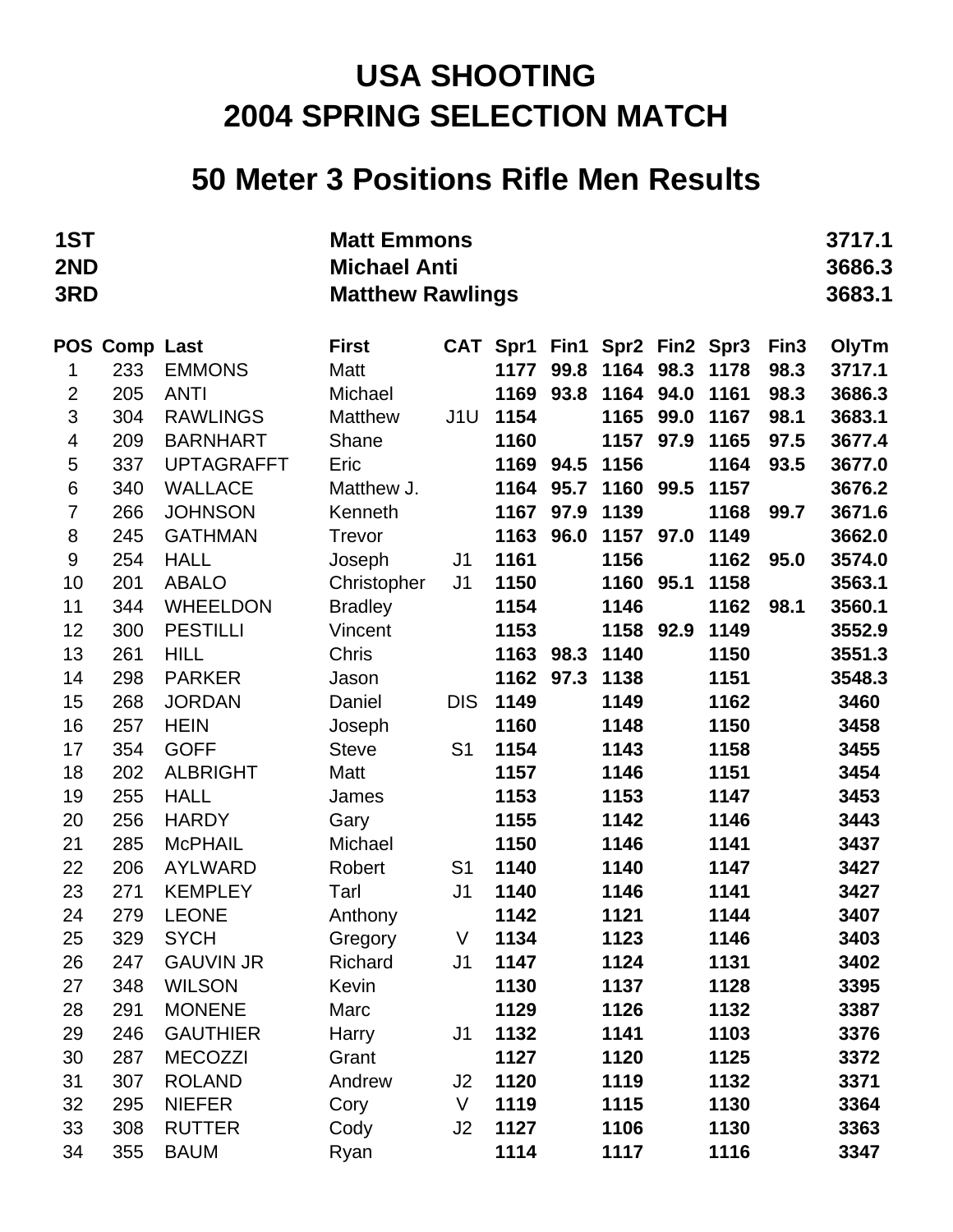# USA SHOOTING
# 2004 SPRING SELECTION MATCH

## 50 Meter 3 Positions Rifle Men Results

| | | |
|---|---|---|
| **1ST** | **Matt Emmons** | **3717.1** |
| **2ND** | **Michael Anti** | **3686.3** |
| **3RD** | **Matthew Rawlings** | **3683.1** |

| POS | Comp | Last | First | CAT | Spr1 | Fin1 | Spr2 | Fin2 | Spr3 | Fin3 | OlyTm |
|---|---|---|---|---|---|---|---|---|---|---|---|
| 1 | 233 | EMMONS | Matt | | 1177 | 99.8 | 1164 | 98.3 | 1178 | 98.3 | 3717.1 |
| 2 | 205 | ANTI | Michael | | 1169 | 93.8 | 1164 | 94.0 | 1161 | 98.3 | 3686.3 |
| 3 | 304 | RAWLINGS | Matthew | J1U | 1154 | | 1165 | 99.0 | 1167 | 98.1 | 3683.1 |
| 4 | 209 | BARNHART | Shane | | 1160 | | 1157 | 97.9 | 1165 | 97.5 | 3677.4 |
| 5 | 337 | UPTAGRAFFT | Eric | | 1169 | 94.5 | 1156 | | 1164 | 93.5 | 3677.0 |
| 6 | 340 | WALLACE | Matthew J. | | 1164 | 95.7 | 1160 | 99.5 | 1157 | | 3676.2 |
| 7 | 266 | JOHNSON | Kenneth | | 1167 | 97.9 | 1139 | | 1168 | 99.7 | 3671.6 |
| 8 | 245 | GATHMAN | Trevor | | 1163 | 96.0 | 1157 | 97.0 | 1149 | | 3662.0 |
| 9 | 254 | HALL | Joseph | J1 | 1161 | | 1156 | | 1162 | 95.0 | 3574.0 |
| 10 | 201 | ABALO | Christopher | J1 | 1150 | | 1160 | 95.1 | 1158 | | 3563.1 |
| 11 | 344 | WHEELDON | Bradley | | 1154 | | 1146 | | 1162 | 98.1 | 3560.1 |
| 12 | 300 | PESTILLI | Vincent | | 1153 | | 1158 | 92.9 | 1149 | | 3552.9 |
| 13 | 261 | HILL | Chris | | 1163 | 98.3 | 1140 | | 1150 | | 3551.3 |
| 14 | 298 | PARKER | Jason | | 1162 | 97.3 | 1138 | | 1151 | | 3548.3 |
| 15 | 268 | JORDAN | Daniel | DIS | 1149 | | 1149 | | 1162 | | 3460 |
| 16 | 257 | HEIN | Joseph | | 1160 | | 1148 | | 1150 | | 3458 |
| 17 | 354 | GOFF | Steve | S1 | 1154 | | 1143 | | 1158 | | 3455 |
| 18 | 202 | ALBRIGHT | Matt | | 1157 | | 1146 | | 1151 | | 3454 |
| 19 | 255 | HALL | James | | 1153 | | 1153 | | 1147 | | 3453 |
| 20 | 256 | HARDY | Gary | | 1155 | | 1142 | | 1146 | | 3443 |
| 21 | 285 | McPHAIL | Michael | | 1150 | | 1146 | | 1141 | | 3437 |
| 22 | 206 | AYLWARD | Robert | S1 | 1140 | | 1140 | | 1147 | | 3427 |
| 23 | 271 | KEMPLEY | Tarl | J1 | 1140 | | 1146 | | 1141 | | 3427 |
| 24 | 279 | LEONE | Anthony | | 1142 | | 1121 | | 1144 | | 3407 |
| 25 | 329 | SYCH | Gregory | V | 1134 | | 1123 | | 1146 | | 3403 |
| 26 | 247 | GAUVIN JR | Richard | J1 | 1147 | | 1124 | | 1131 | | 3402 |
| 27 | 348 | WILSON | Kevin | | 1130 | | 1137 | | 1128 | | 3395 |
| 28 | 291 | MONENE | Marc | | 1129 | | 1126 | | 1132 | | 3387 |
| 29 | 246 | GAUTHIER | Harry | J1 | 1132 | | 1141 | | 1103 | | 3376 |
| 30 | 287 | MECOZZI | Grant | | 1127 | | 1120 | | 1125 | | 3372 |
| 31 | 307 | ROLAND | Andrew | J2 | 1120 | | 1119 | | 1132 | | 3371 |
| 32 | 295 | NIEFER | Cory | V | 1119 | | 1115 | | 1130 | | 3364 |
| 33 | 308 | RUTTER | Cody | J2 | 1127 | | 1106 | | 1130 | | 3363 |
| 34 | 355 | BAUM | Ryan | | 1114 | | 1117 | | 1116 | | 3347 |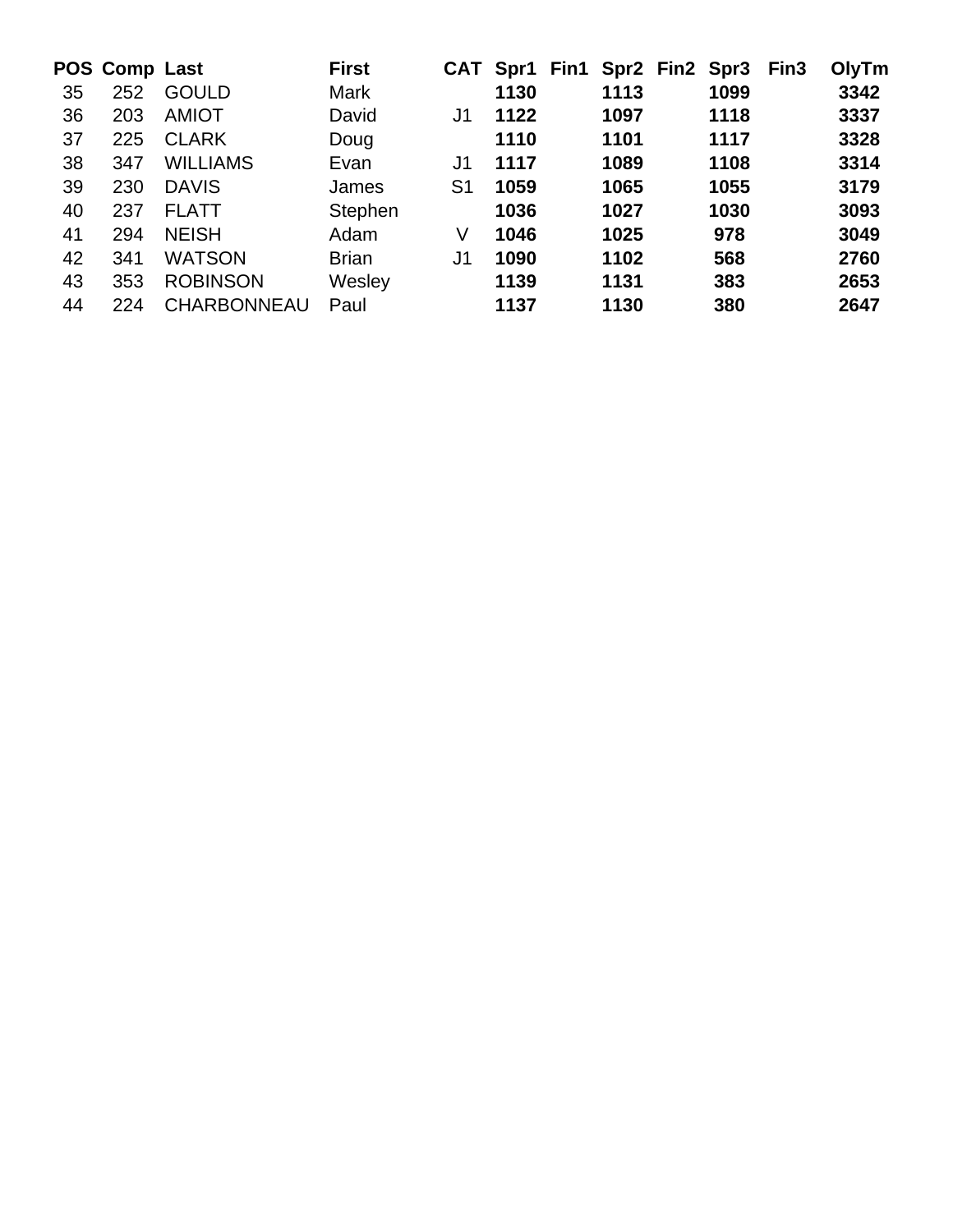| POS | Comp | Last | First | CAT | Spr1 | Fin1 | Spr2 | Fin2 | Spr3 | Fin3 | OlyTm |
|---|---|---|---|---|---|---|---|---|---|---|---|
| 35 | 252 | GOULD | Mark | | **1130** | | **1113** | | **1099** | | **3342** |
| 36 | 203 | AMIOT | David | J1 | **1122** | | **1097** | | **1118** | | **3337** |
| 37 | 225 | CLARK | Doug | | **1110** | | **1101** | | **1117** | | **3328** |
| 38 | 347 | WILLIAMS | Evan | J1 | **1117** | | **1089** | | **1108** | | **3314** |
| 39 | 230 | DAVIS | James | S1 | **1059** | | **1065** | | **1055** | | **3179** |
| 40 | 237 | FLATT | Stephen | | **1036** | | **1027** | | **1030** | | **3093** |
| 41 | 294 | NEISH | Adam | V | **1046** | | **1025** | | **978** | | **3049** |
| 42 | 341 | WATSON | Brian | J1 | **1090** | | **1102** | | **568** | | **2760** |
| 43 | 353 | ROBINSON | Wesley | | **1139** | | **1131** | | **383** | | **2653** |
| 44 | 224 | CHARBONNEAU | Paul | | **1137** | | **1130** | | **380** | | **2647** |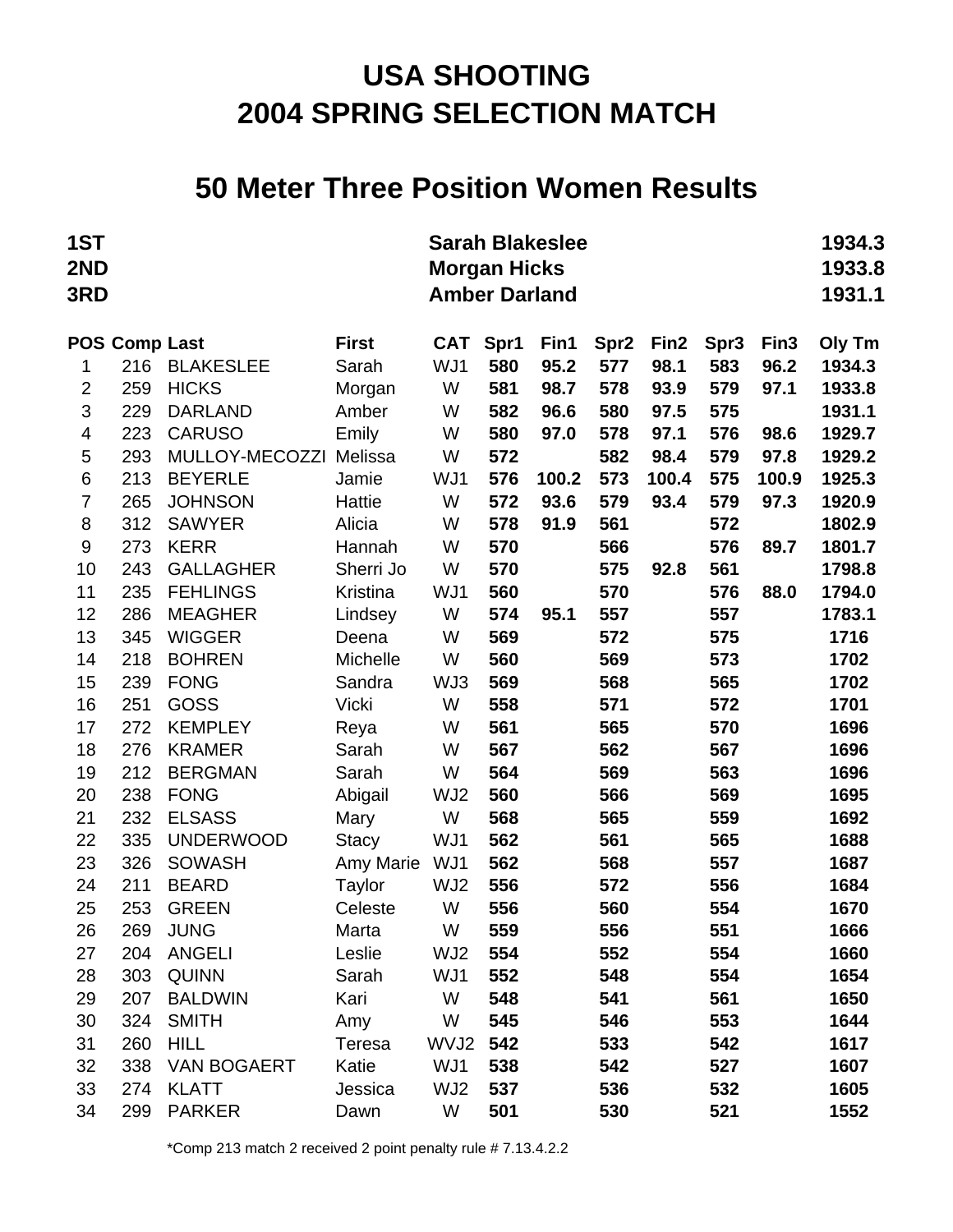# USA SHOOTING
# 2004 SPRING SELECTION MATCH

## 50 Meter Three Position Women Results

| | | |
|---|---|---|
| **1ST** | **Sarah Blakeslee** | **1934.3** |
| **2ND** | **Morgan Hicks** | **1933.8** |
| **3RD** | **Amber Darland** | **1931.1** |

| POS | Comp | Last | First | CAT | Spr1 | Fin1 | Spr2 | Fin2 | Spr3 | Fin3 | Oly Tm |
|---|---|---|---|---|---|---|---|---|---|---|---|
| 1 | 216 | BLAKESLEE | Sarah | WJ1 | **580** | **95.2** | **577** | **98.1** | **583** | **96.2** | **1934.3** |
| 2 | 259 | HICKS | Morgan | W | **581** | **98.7** | **578** | **93.9** | **579** | **97.1** | **1933.8** |
| 3 | 229 | DARLAND | Amber | W | **582** | **96.6** | **580** | **97.5** | **575** | | **1931.1** |
| 4 | 223 | CARUSO | Emily | W | **580** | **97.0** | **578** | **97.1** | **576** | **98.6** | **1929.7** |
| 5 | 293 | MULLOY-MECOZZI | Melissa | W | **572** | | **582** | **98.4** | **579** | **97.8** | **1929.2** |
| 6 | 213 | BEYERLE | Jamie | WJ1 | **576** | **100.2** | **573** | **100.4** | **575** | **100.9** | **1925.3** |
| 7 | 265 | JOHNSON | Hattie | W | **572** | **93.6** | **579** | **93.4** | **579** | **97.3** | **1920.9** |
| 8 | 312 | SAWYER | Alicia | W | **578** | **91.9** | **561** | | **572** | | **1802.9** |
| 9 | 273 | KERR | Hannah | W | **570** | | **566** | | **576** | **89.7** | **1801.7** |
| 10 | 243 | GALLAGHER | Sherri Jo | W | **570** | | **575** | **92.8** | **561** | | **1798.8** |
| 11 | 235 | FEHLINGS | Kristina | WJ1 | **560** | | **570** | | **576** | **88.0** | **1794.0** |
| 12 | 286 | MEAGHER | Lindsey | W | **574** | **95.1** | **557** | | **557** | | **1783.1** |
| 13 | 345 | WIGGER | Deena | W | **569** | | **572** | | **575** | | **1716** |
| 14 | 218 | BOHREN | Michelle | W | **560** | | **569** | | **573** | | **1702** |
| 15 | 239 | FONG | Sandra | WJ3 | **569** | | **568** | | **565** | | **1702** |
| 16 | 251 | GOSS | Vicki | W | **558** | | **571** | | **572** | | **1701** |
| 17 | 272 | KEMPLEY | Reya | W | **561** | | **565** | | **570** | | **1696** |
| 18 | 276 | KRAMER | Sarah | W | **567** | | **562** | | **567** | | **1696** |
| 19 | 212 | BERGMAN | Sarah | W | **564** | | **569** | | **563** | | **1696** |
| 20 | 238 | FONG | Abigail | WJ2 | **560** | | **566** | | **569** | | **1695** |
| 21 | 232 | ELSASS | Mary | W | **568** | | **565** | | **559** | | **1692** |
| 22 | 335 | UNDERWOOD | Stacy | WJ1 | **562** | | **561** | | **565** | | **1688** |
| 23 | 326 | SOWASH | Amy Marie | WJ1 | **562** | | **568** | | **557** | | **1687** |
| 24 | 211 | BEARD | Taylor | WJ2 | **556** | | **572** | | **556** | | **1684** |
| 25 | 253 | GREEN | Celeste | W | **556** | | **560** | | **554** | | **1670** |
| 26 | 269 | JUNG | Marta | W | **559** | | **556** | | **551** | | **1666** |
| 27 | 204 | ANGELI | Leslie | WJ2 | **554** | | **552** | | **554** | | **1660** |
| 28 | 303 | QUINN | Sarah | WJ1 | **552** | | **548** | | **554** | | **1654** |
| 29 | 207 | BALDWIN | Kari | W | **548** | | **541** | | **561** | | **1650** |
| 30 | 324 | SMITH | Amy | W | **545** | | **546** | | **553** | | **1644** |
| 31 | 260 | HILL | Teresa | WVJ2 | **542** | | **533** | | **542** | | **1617** |
| 32 | 338 | VAN BOGAERT | Katie | WJ1 | **538** | | **542** | | **527** | | **1607** |
| 33 | 274 | KLATT | Jessica | WJ2 | **537** | | **536** | | **532** | | **1605** |
| 34 | 299 | PARKER | Dawn | W | **501** | | **530** | | **521** | | **1552** |

*Comp 213 match 2 received 2 point penalty rule # 7.13.4.2.2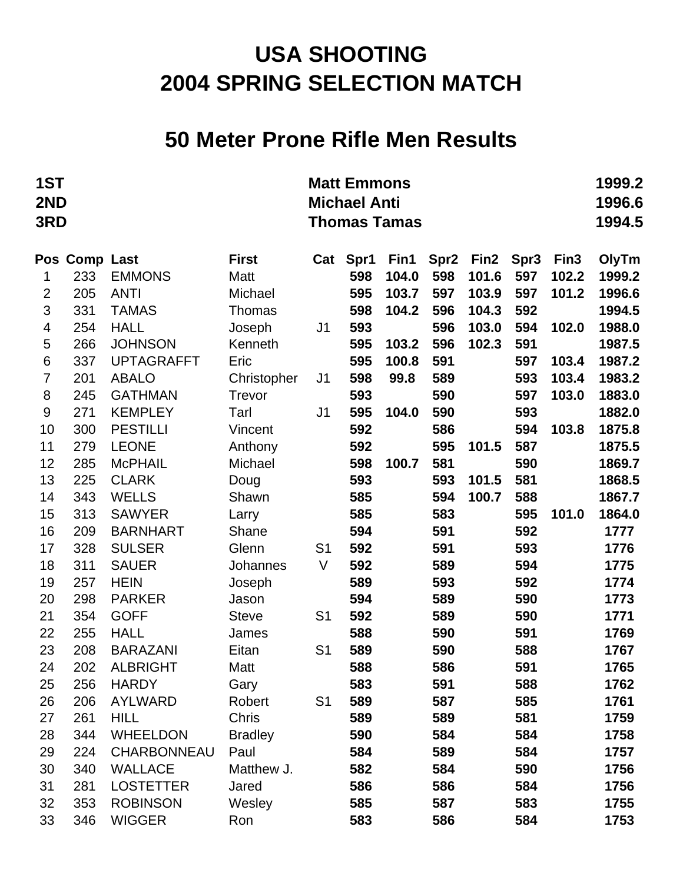# USA SHOOTING
# 2004 SPRING SELECTION MATCH

## 50 Meter Prone Rifle Men Results

| | | |
|---|---|---|
| **1ST** | **Matt Emmons** | **1999.2** |
| **2ND** | **Michael Anti** | **1996.6** |
| **3RD** | **Thomas Tamas** | **1994.5** |

| Pos | Comp | Last | First | Cat | Spr1 | Fin1 | Spr2 | Fin2 | Spr3 | Fin3 | OlyTm |
|---|---|---|---|---|---|---|---|---|---|---|---|
| 1 | 233 | EMMONS | Matt | | **598** | **104.0** | **598** | **101.6** | **597** | **102.2** | **1999.2** |
| 2 | 205 | ANTI | Michael | | **595** | **103.7** | **597** | **103.9** | **597** | **101.2** | **1996.6** |
| 3 | 331 | TAMAS | Thomas | | **598** | **104.2** | **596** | **104.3** | **592** | | **1994.5** |
| 4 | 254 | HALL | Joseph | J1 | **593** | | **596** | **103.0** | **594** | **102.0** | **1988.0** |
| 5 | 266 | JOHNSON | Kenneth | | **595** | **103.2** | **596** | **102.3** | **591** | | **1987.5** |
| 6 | 337 | UPTAGRAFFT | Eric | | **595** | **100.8** | **591** | | **597** | **103.4** | **1987.2** |
| 7 | 201 | ABALO | Christopher | J1 | **598** | **99.8** | **589** | | **593** | **103.4** | **1983.2** |
| 8 | 245 | GATHMAN | Trevor | | **593** | | **590** | | **597** | **103.0** | **1883.0** |
| 9 | 271 | KEMPLEY | Tarl | J1 | **595** | **104.0** | **590** | | **593** | | **1882.0** |
| 10 | 300 | PESTILLI | Vincent | | **592** | | **586** | | **594** | **103.8** | **1875.8** |
| 11 | 279 | LEONE | Anthony | | **592** | | **595** | **101.5** | **587** | | **1875.5** |
| 12 | 285 | McPHAIL | Michael | | **598** | **100.7** | **581** | | **590** | | **1869.7** |
| 13 | 225 | CLARK | Doug | | **593** | | **593** | **101.5** | **581** | | **1868.5** |
| 14 | 343 | WELLS | Shawn | | **585** | | **594** | **100.7** | **588** | | **1867.7** |
| 15 | 313 | SAWYER | Larry | | **585** | | **583** | | **595** | **101.0** | **1864.0** |
| 16 | 209 | BARNHART | Shane | | **594** | | **591** | | **592** | | **1777** |
| 17 | 328 | SULSER | Glenn | S1 | **592** | | **591** | | **593** | | **1776** |
| 18 | 311 | SAUER | Johannes | V | **592** | | **589** | | **594** | | **1775** |
| 19 | 257 | HEIN | Joseph | | **589** | | **593** | | **592** | | **1774** |
| 20 | 298 | PARKER | Jason | | **594** | | **589** | | **590** | | **1773** |
| 21 | 354 | GOFF | Steve | S1 | **592** | | **589** | | **590** | | **1771** |
| 22 | 255 | HALL | James | | **588** | | **590** | | **591** | | **1769** |
| 23 | 208 | BARAZANI | Eitan | S1 | **589** | | **590** | | **588** | | **1767** |
| 24 | 202 | ALBRIGHT | Matt | | **588** | | **586** | | **591** | | **1765** |
| 25 | 256 | HARDY | Gary | | **583** | | **591** | | **588** | | **1762** |
| 26 | 206 | AYLWARD | Robert | S1 | **589** | | **587** | | **585** | | **1761** |
| 27 | 261 | HILL | Chris | | **589** | | **589** | | **581** | | **1759** |
| 28 | 344 | WHEELDON | Bradley | | **590** | | **584** | | **584** | | **1758** |
| 29 | 224 | CHARBONNEAU | Paul | | **584** | | **589** | | **584** | | **1757** |
| 30 | 340 | WALLACE | Matthew J. | | **582** | | **584** | | **590** | | **1756** |
| 31 | 281 | LOSTETTER | Jared | | **586** | | **586** | | **584** | | **1756** |
| 32 | 353 | ROBINSON | Wesley | | **585** | | **587** | | **583** | | **1755** |
| 33 | 346 | WIGGER | Ron | | **583** | | **586** | | **584** | | **1753** |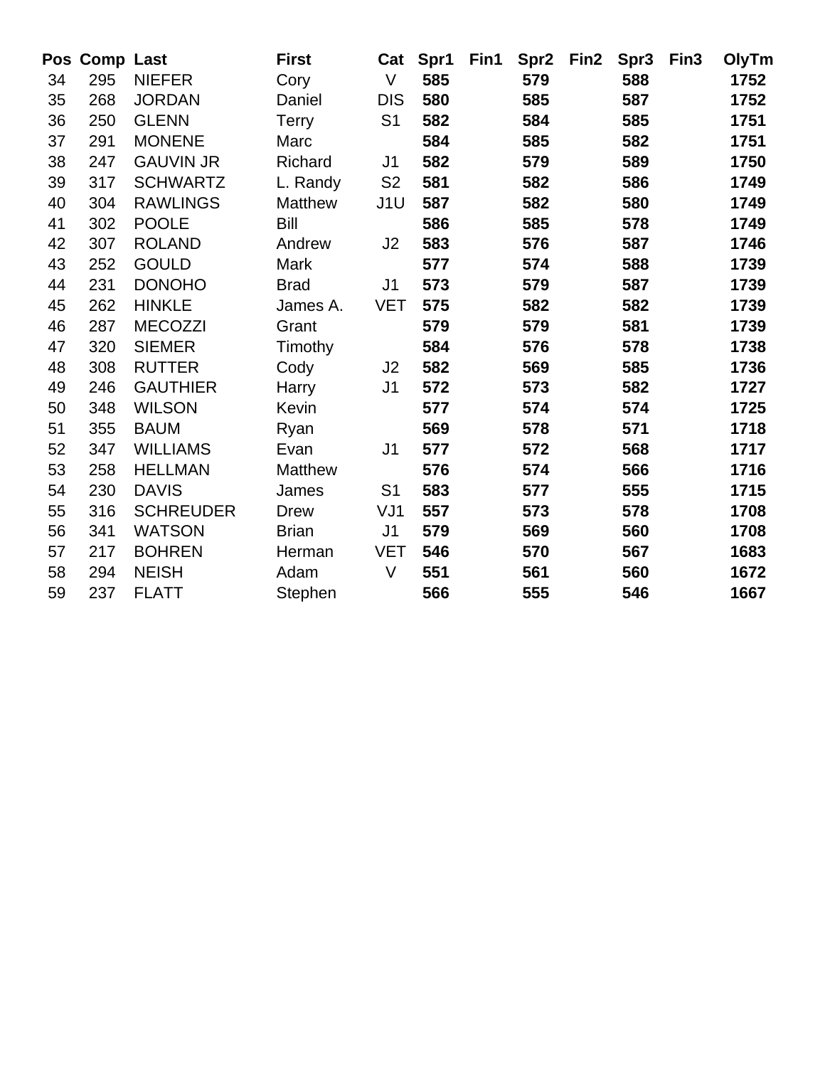| Pos | Comp | Last | First | Cat | Spr1 | Fin1 | Spr2 | Fin2 | Spr3 | Fin3 | OlyTm |
|---|---|---|---|---|---|---|---|---|---|---|---|
| 34 | 295 | NIEFER | Cory | V | **585** | | **579** | | **588** | | **1752** |
| 35 | 268 | JORDAN | Daniel | DIS | **580** | | **585** | | **587** | | **1752** |
| 36 | 250 | GLENN | Terry | S1 | **582** | | **584** | | **585** | | **1751** |
| 37 | 291 | MONENE | Marc | | **584** | | **585** | | **582** | | **1751** |
| 38 | 247 | GAUVIN JR | Richard | J1 | **582** | | **579** | | **589** | | **1750** |
| 39 | 317 | SCHWARTZ | L. Randy | S2 | **581** | | **582** | | **586** | | **1749** |
| 40 | 304 | RAWLINGS | Matthew | J1U | **587** | | **582** | | **580** | | **1749** |
| 41 | 302 | POOLE | Bill | | **586** | | **585** | | **578** | | **1749** |
| 42 | 307 | ROLAND | Andrew | J2 | **583** | | **576** | | **587** | | **1746** |
| 43 | 252 | GOULD | Mark | | **577** | | **574** | | **588** | | **1739** |
| 44 | 231 | DONOHO | Brad | J1 | **573** | | **579** | | **587** | | **1739** |
| 45 | 262 | HINKLE | James A. | VET | **575** | | **582** | | **582** | | **1739** |
| 46 | 287 | MECOZZI | Grant | | **579** | | **579** | | **581** | | **1739** |
| 47 | 320 | SIEMER | Timothy | | **584** | | **576** | | **578** | | **1738** |
| 48 | 308 | RUTTER | Cody | J2 | **582** | | **569** | | **585** | | **1736** |
| 49 | 246 | GAUTHIER | Harry | J1 | **572** | | **573** | | **582** | | **1727** |
| 50 | 348 | WILSON | Kevin | | **577** | | **574** | | **574** | | **1725** |
| 51 | 355 | BAUM | Ryan | | **569** | | **578** | | **571** | | **1718** |
| 52 | 347 | WILLIAMS | Evan | J1 | **577** | | **572** | | **568** | | **1717** |
| 53 | 258 | HELLMAN | Matthew | | **576** | | **574** | | **566** | | **1716** |
| 54 | 230 | DAVIS | James | S1 | **583** | | **577** | | **555** | | **1715** |
| 55 | 316 | SCHREUDER | Drew | VJ1 | **557** | | **573** | | **578** | | **1708** |
| 56 | 341 | WATSON | Brian | J1 | **579** | | **569** | | **560** | | **1708** |
| 57 | 217 | BOHREN | Herman | VET | **546** | | **570** | | **567** | | **1683** |
| 58 | 294 | NEISH | Adam | V | **551** | | **561** | | **560** | | **1672** |
| 59 | 237 | FLATT | Stephen | | **566** | | **555** | | **546** | | **1667** |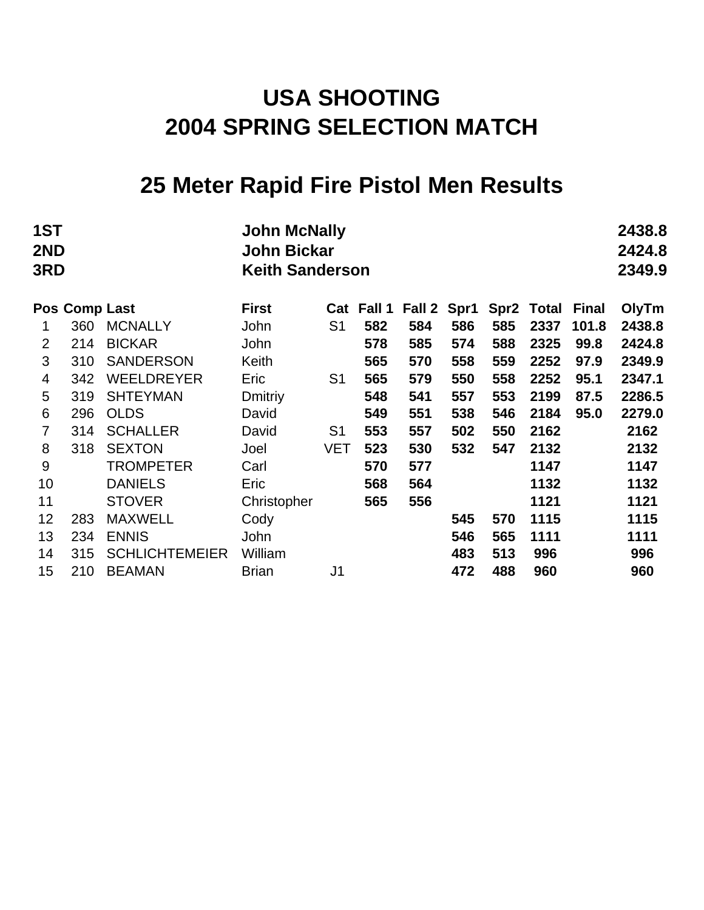# USA SHOOTING
# 2004 SPRING SELECTION MATCH

## 25 Meter Rapid Fire Pistol Men Results

| | | |
|---|---|---|
| **1ST** | **John McNally** | **2438.8** |
| **2ND** | **John Bickar** | **2424.8** |
| **3RD** | **Keith Sanderson** | **2349.9** |

| Pos | Comp | Last | First | Cat | Fall 1 | Fall 2 | Spr1 | Spr2 | Total | Final | OlyTm |
|---|---|---|---|---|---|---|---|---|---|---|---|
| 1 | 360 | MCNALLY | John | S1 | **582** | **584** | **586** | **585** | **2337** | **101.8** | **2438.8** |
| 2 | 214 | BICKAR | John | | **578** | **585** | **574** | **588** | **2325** | **99.8** | **2424.8** |
| 3 | 310 | SANDERSON | Keith | | **565** | **570** | **558** | **559** | **2252** | **97.9** | **2349.9** |
| 4 | 342 | WEELDREYER | Eric | S1 | **565** | **579** | **550** | **558** | **2252** | **95.1** | **2347.1** |
| 5 | 319 | SHTEYMAN | Dmitriy | | **548** | **541** | **557** | **553** | **2199** | **87.5** | **2286.5** |
| 6 | 296 | OLDS | David | | **549** | **551** | **538** | **546** | **2184** | **95.0** | **2279.0** |
| 7 | 314 | SCHALLER | David | S1 | **553** | **557** | **502** | **550** | **2162** | | **2162** |
| 8 | 318 | SEXTON | Joel | VET | **523** | **530** | **532** | **547** | **2132** | | **2132** |
| 9 | | TROMPETER | Carl | | **570** | **577** | | | **1147** | | **1147** |
| 10 | | DANIELS | Eric | | **568** | **564** | | | **1132** | | **1132** |
| 11 | | STOVER | Christopher | | **565** | **556** | | | **1121** | | **1121** |
| 12 | 283 | MAXWELL | Cody | | | | **545** | **570** | **1115** | | **1115** |
| 13 | 234 | ENNIS | John | | | | **546** | **565** | **1111** | | **1111** |
| 14 | 315 | SCHLICHTEMEIER | William | | | | **483** | **513** | **996** | | **996** |
| 15 | 210 | BEAMAN | Brian | J1 | | | **472** | **488** | **960** | | **960** |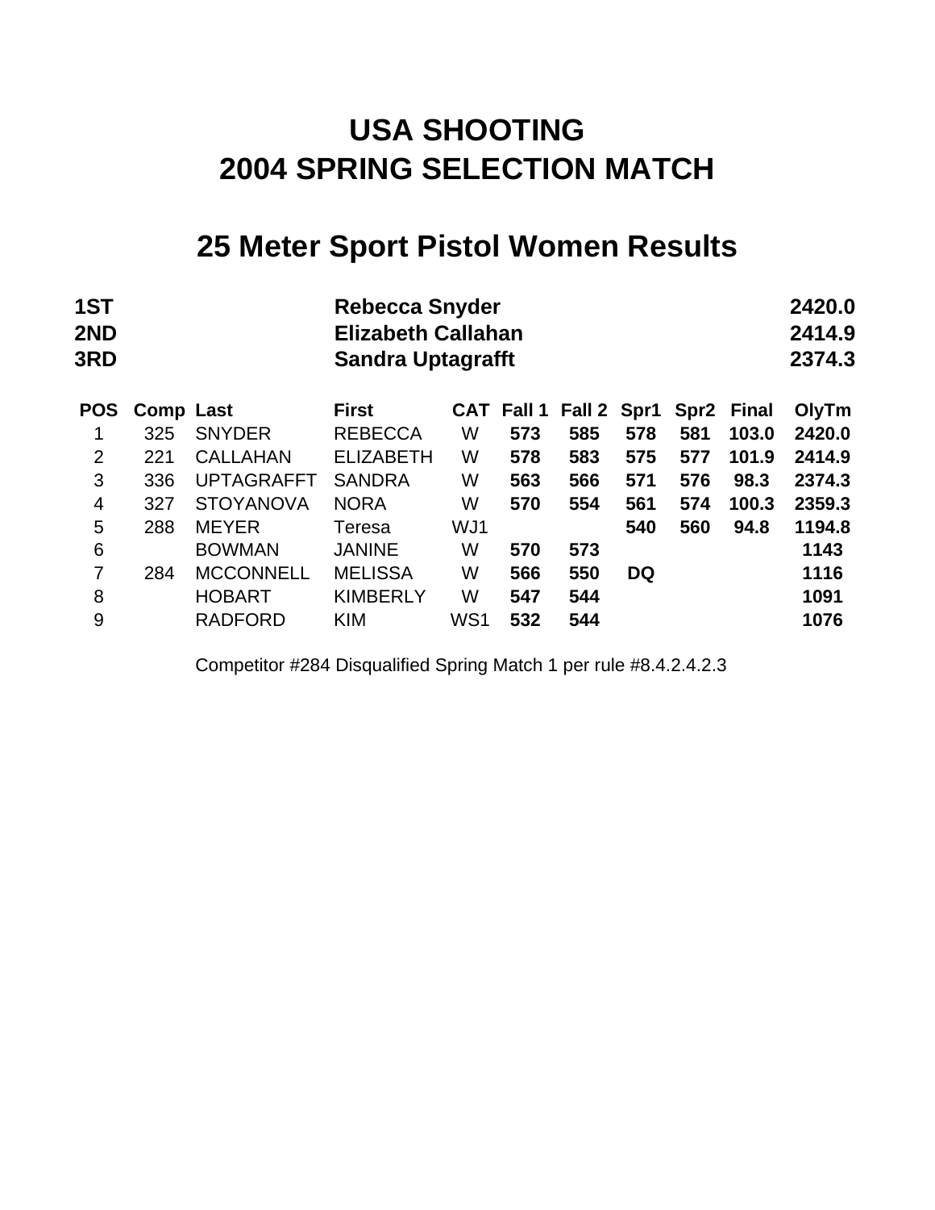# USA SHOOTING
# 2004 SPRING SELECTION MATCH

## 25 Meter Sport Pistol Women Results

| | | |
|---|---|---|
| **1ST** | **Rebecca Snyder** | **2420.0** |
| **2ND** | **Elizabeth Callahan** | **2414.9** |
| **3RD** | **Sandra Uptagrafft** | **2374.3** |

| POS | Comp | Last | First | CAT | Fall 1 | Fall 2 | Spr1 | Spr2 | Final | OlyTm |
|---|---|---|---|---|---|---|---|---|---|---|
| 1 | 325 | SNYDER | REBECCA | W | **573** | **585** | **578** | **581** | **103.0** | **2420.0** |
| 2 | 221 | CALLAHAN | ELIZABETH | W | **578** | **583** | **575** | **577** | **101.9** | **2414.9** |
| 3 | 336 | UPTAGRAFFT | SANDRA | W | **563** | **566** | **571** | **576** | **98.3** | **2374.3** |
| 4 | 327 | STOYANOVA | NORA | W | **570** | **554** | **561** | **574** | **100.3** | **2359.3** |
| 5 | 288 | MEYER | Teresa | WJ1 | | | **540** | **560** | **94.8** | **1194.8** |
| 6 | | BOWMAN | JANINE | W | **570** | **573** | | | | **1143** |
| 7 | 284 | MCCONNELL | MELISSA | W | **566** | **550** | **DQ** | | | **1116** |
| 8 | | HOBART | KIMBERLY | W | **547** | **544** | | | | **1091** |
| 9 | | RADFORD | KIM | WS1 | **532** | **544** | | | | **1076** |

Competitor #284 Disqualified Spring Match 1 per rule #8.4.2.4.2.3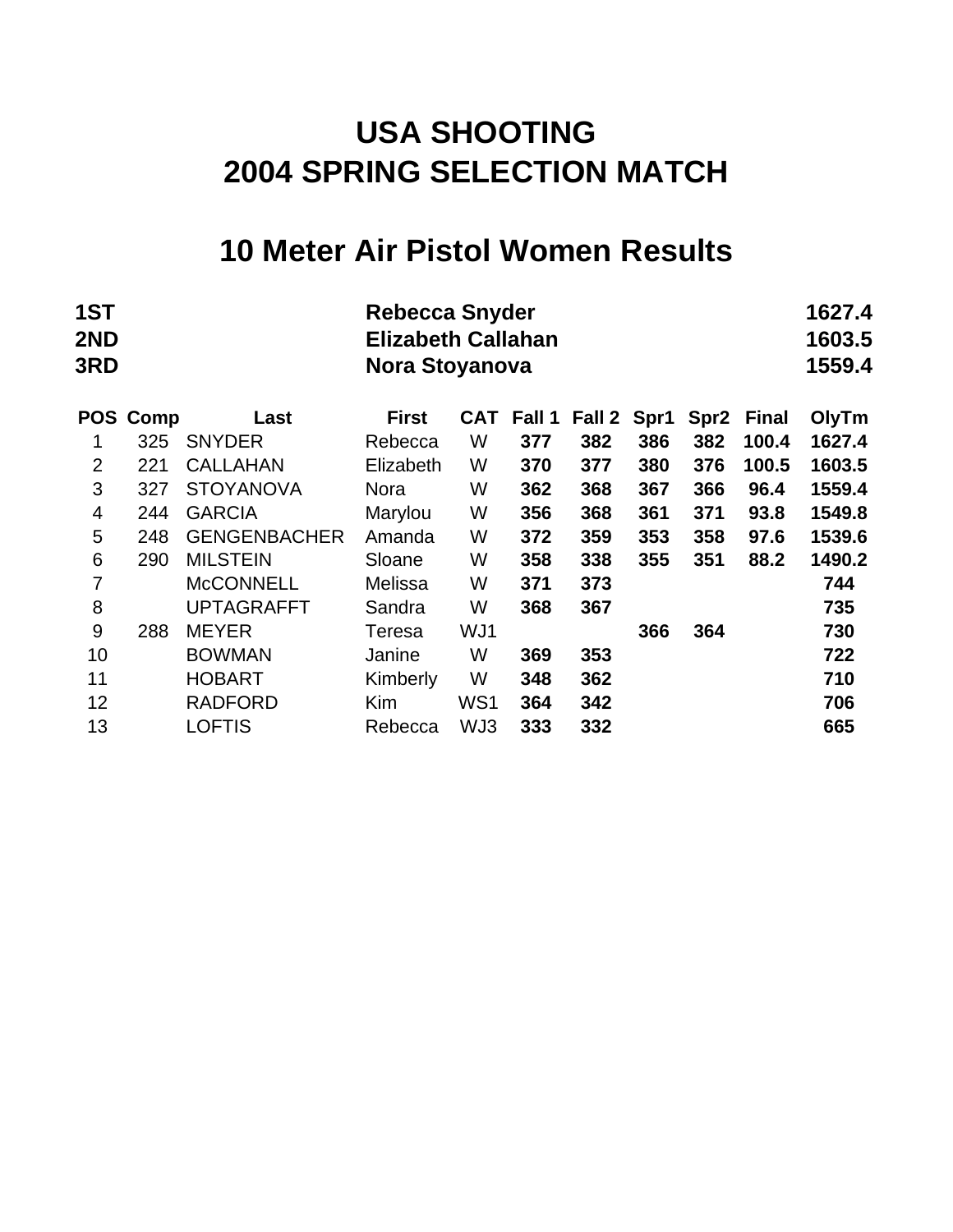# USA SHOOTING
# 2004 SPRING SELECTION MATCH

## 10 Meter Air Pistol Women Results

| | | |
|---|---|---|
| **1ST** | **Rebecca Snyder** | **1627.4** |
| **2ND** | **Elizabeth Callahan** | **1603.5** |
| **3RD** | **Nora Stoyanova** | **1559.4** |

| POS | Comp | Last | First | CAT | Fall 1 | Fall 2 | Spr1 | Spr2 | Final | OlyTm |
|---|---|---|---|---|---|---|---|---|---|---|
| 1 | 325 | SNYDER | Rebecca | W | **377** | **382** | **386** | **382** | **100.4** | **1627.4** |
| 2 | 221 | CALLAHAN | Elizabeth | W | **370** | **377** | **380** | **376** | **100.5** | **1603.5** |
| 3 | 327 | STOYANOVA | Nora | W | **362** | **368** | **367** | **366** | **96.4** | **1559.4** |
| 4 | 244 | GARCIA | Marylou | W | **356** | **368** | **361** | **371** | **93.8** | **1549.8** |
| 5 | 248 | GENGENBACHER | Amanda | W | **372** | **359** | **353** | **358** | **97.6** | **1539.6** |
| 6 | 290 | MILSTEIN | Sloane | W | **358** | **338** | **355** | **351** | **88.2** | **1490.2** |
| 7 | | McCONNELL | Melissa | W | **371** | **373** | | | | **744** |
| 8 | | UPTAGRAFFT | Sandra | W | **368** | **367** | | | | **735** |
| 9 | 288 | MEYER | Teresa | WJ1 | | | **366** | **364** | | **730** |
| 10 | | BOWMAN | Janine | W | **369** | **353** | | | | **722** |
| 11 | | HOBART | Kimberly | W | **348** | **362** | | | | **710** |
| 12 | | RADFORD | Kim | WS1 | **364** | **342** | | | | **706** |
| 13 | | LOFTIS | Rebecca | WJ3 | **333** | **332** | | | | **665** |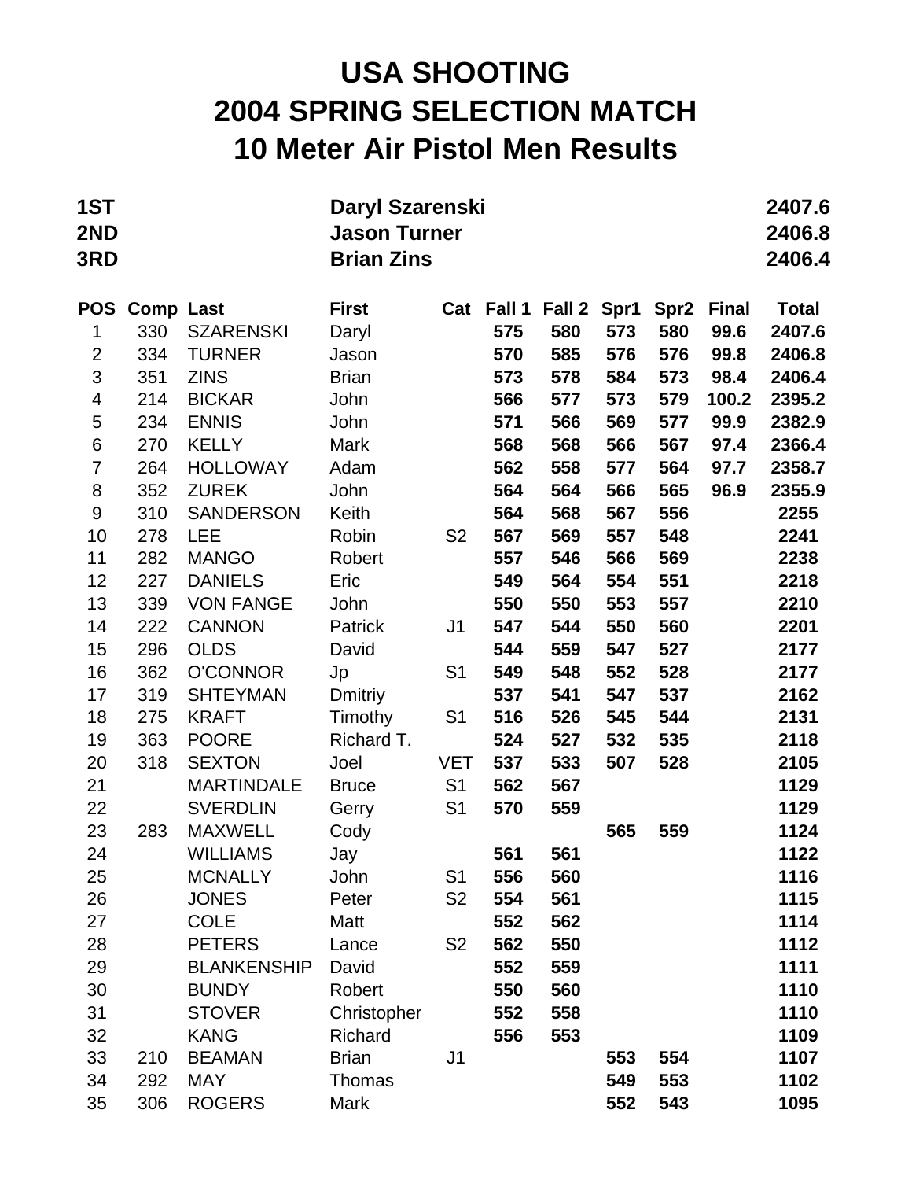# USA SHOOTING
# 2004 SPRING SELECTION MATCH
# 10 Meter Air Pistol Men Results

| | | |
|---|---|---|
| **1ST** | **Daryl Szarenski** | **2407.6** |
| **2ND** | **Jason Turner** | **2406.8** |
| **3RD** | **Brian Zins** | **2406.4** |

| POS | Comp | Last | First | Cat | Fall 1 | Fall 2 | Spr1 | Spr2 | Final | Total |
|---|---|---|---|---|---|---|---|---|---|---|
| 1 | 330 | SZARENSKI | Daryl | | **575** | **580** | **573** | **580** | **99.6** | **2407.6** |
| 2 | 334 | TURNER | Jason | | **570** | **585** | **576** | **576** | **99.8** | **2406.8** |
| 3 | 351 | ZINS | Brian | | **573** | **578** | **584** | **573** | **98.4** | **2406.4** |
| 4 | 214 | BICKAR | John | | **566** | **577** | **573** | **579** | **100.2** | **2395.2** |
| 5 | 234 | ENNIS | John | | **571** | **566** | **569** | **577** | **99.9** | **2382.9** |
| 6 | 270 | KELLY | Mark | | **568** | **568** | **566** | **567** | **97.4** | **2366.4** |
| 7 | 264 | HOLLOWAY | Adam | | **562** | **558** | **577** | **564** | **97.7** | **2358.7** |
| 8 | 352 | ZUREK | John | | **564** | **564** | **566** | **565** | **96.9** | **2355.9** |
| 9 | 310 | SANDERSON | Keith | | **564** | **568** | **567** | **556** | | **2255** |
| 10 | 278 | LEE | Robin | S2 | **567** | **569** | **557** | **548** | | **2241** |
| 11 | 282 | MANGO | Robert | | **557** | **546** | **566** | **569** | | **2238** |
| 12 | 227 | DANIELS | Eric | | **549** | **564** | **554** | **551** | | **2218** |
| 13 | 339 | VON FANGE | John | | **550** | **550** | **553** | **557** | | **2210** |
| 14 | 222 | CANNON | Patrick | J1 | **547** | **544** | **550** | **560** | | **2201** |
| 15 | 296 | OLDS | David | | **544** | **559** | **547** | **527** | | **2177** |
| 16 | 362 | O'CONNOR | Jp | S1 | **549** | **548** | **552** | **528** | | **2177** |
| 17 | 319 | SHTEYMAN | Dmitriy | | **537** | **541** | **547** | **537** | | **2162** |
| 18 | 275 | KRAFT | Timothy | S1 | **516** | **526** | **545** | **544** | | **2131** |
| 19 | 363 | POORE | Richard T. | | **524** | **527** | **532** | **535** | | **2118** |
| 20 | 318 | SEXTON | Joel | VET | **537** | **533** | **507** | **528** | | **2105** |
| 21 | | MARTINDALE | Bruce | S1 | **562** | **567** | | | | **1129** |
| 22 | | SVERDLIN | Gerry | S1 | **570** | **559** | | | | **1129** |
| 23 | 283 | MAXWELL | Cody | | | | **565** | **559** | | **1124** |
| 24 | | WILLIAMS | Jay | | **561** | **561** | | | | **1122** |
| 25 | | MCNALLY | John | S1 | **556** | **560** | | | | **1116** |
| 26 | | JONES | Peter | S2 | **554** | **561** | | | | **1115** |
| 27 | | COLE | Matt | | **552** | **562** | | | | **1114** |
| 28 | | PETERS | Lance | S2 | **562** | **550** | | | | **1112** |
| 29 | | BLANKENSHIP | David | | **552** | **559** | | | | **1111** |
| 30 | | BUNDY | Robert | | **550** | **560** | | | | **1110** |
| 31 | | STOVER | Christopher | | **552** | **558** | | | | **1110** |
| 32 | | KANG | Richard | | **556** | **553** | | | | **1109** |
| 33 | 210 | BEAMAN | Brian | J1 | | | **553** | **554** | | **1107** |
| 34 | 292 | MAY | Thomas | | | | **549** | **553** | | **1102** |
| 35 | 306 | ROGERS | Mark | | | | **552** | **543** | | **1095** |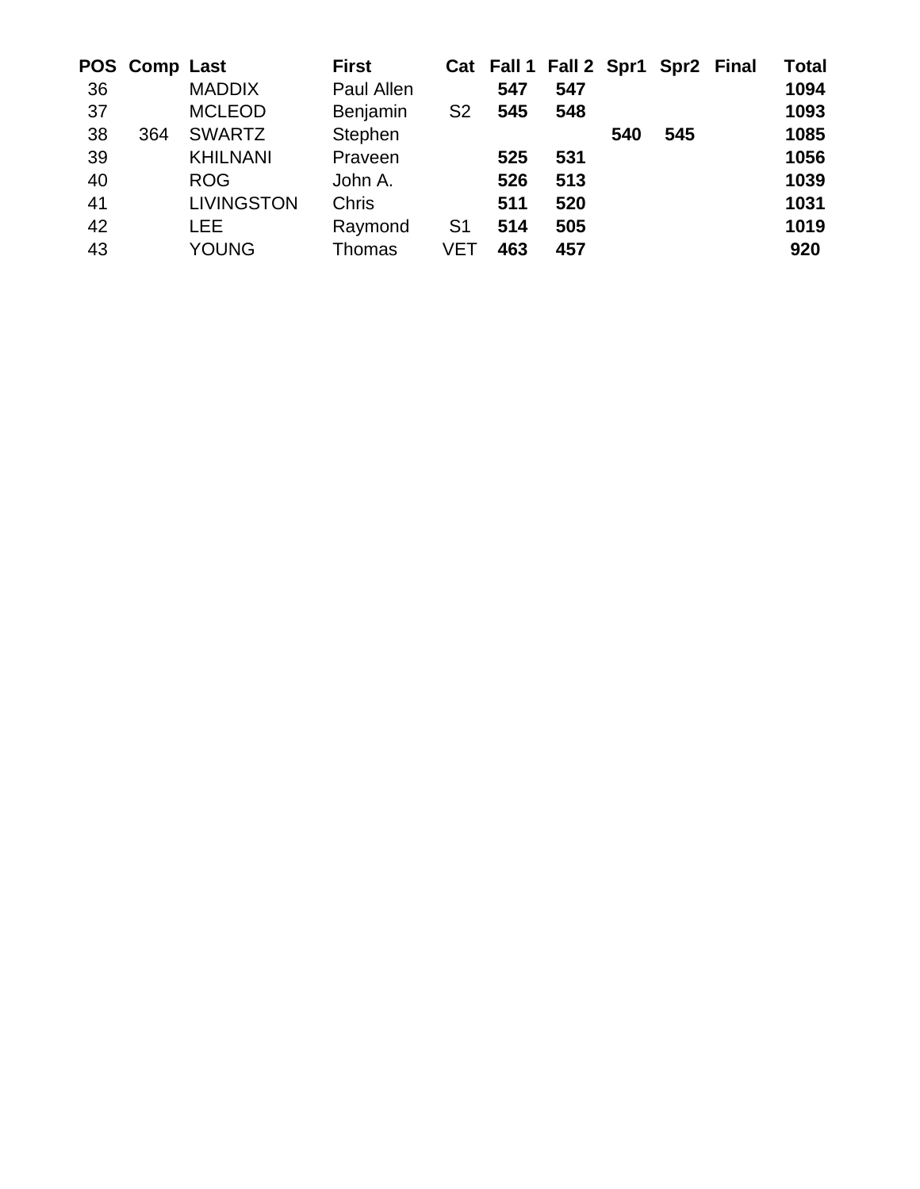| POS | Comp | Last | First | Cat | Fall 1 | Fall 2 | Spr1 | Spr2 | Final | Total |
|---|---|---|---|---|---|---|---|---|---|---|
| 36 | | MADDIX | Paul Allen | | **547** | **547** | | | | **1094** |
| 37 | | MCLEOD | Benjamin | S2 | **545** | **548** | | | | **1093** |
| 38 | 364 | SWARTZ | Stephen | | | | **540** | **545** | | **1085** |
| 39 | | KHILNANI | Praveen | | **525** | **531** | | | | **1056** |
| 40 | | ROG | John A. | | **526** | **513** | | | | **1039** |
| 41 | | LIVINGSTON | Chris | | **511** | **520** | | | | **1031** |
| 42 | | LEE | Raymond | S1 | **514** | **505** | | | | **1019** |
| 43 | | YOUNG | Thomas | VET | **463** | **457** | | | | **920** |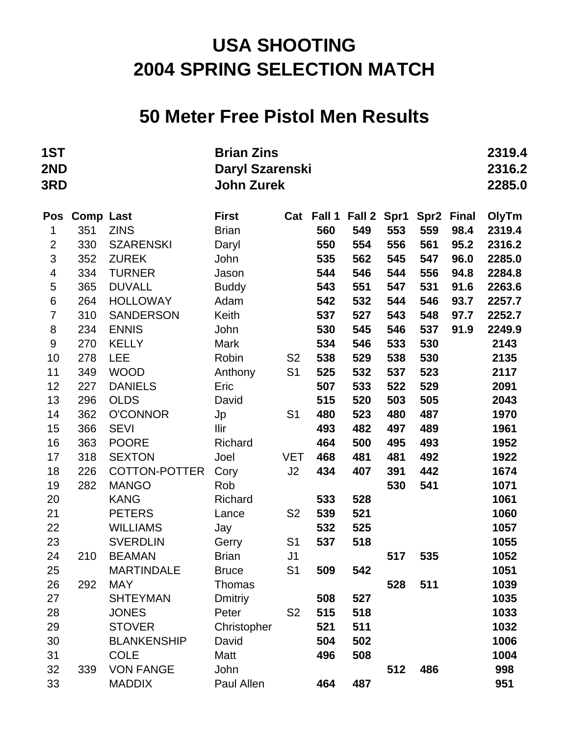# USA SHOOTING
# 2004 SPRING SELECTION MATCH

## 50 Meter Free Pistol Men Results

| | | |
|---|---|---|
| **1ST** | **Brian Zins** | **2319.4** |
| **2ND** | **Daryl Szarenski** | **2316.2** |
| **3RD** | **John Zurek** | **2285.0** |

| Pos | Comp | Last | First | Cat | Fall 1 | Fall 2 | Spr1 | Spr2 | Final | OlyTm |
|---|---|---|---|---|---|---|---|---|---|---|
| 1 | 351 | ZINS | Brian | | **560** | **549** | **553** | **559** | **98.4** | **2319.4** |
| 2 | 330 | SZARENSKI | Daryl | | **550** | **554** | **556** | **561** | **95.2** | **2316.2** |
| 3 | 352 | ZUREK | John | | **535** | **562** | **545** | **547** | **96.0** | **2285.0** |
| 4 | 334 | TURNER | Jason | | **544** | **546** | **544** | **556** | **94.8** | **2284.8** |
| 5 | 365 | DUVALL | Buddy | | **543** | **551** | **547** | **531** | **91.6** | **2263.6** |
| 6 | 264 | HOLLOWAY | Adam | | **542** | **532** | **544** | **546** | **93.7** | **2257.7** |
| 7 | 310 | SANDERSON | Keith | | **537** | **527** | **543** | **548** | **97.7** | **2252.7** |
| 8 | 234 | ENNIS | John | | **530** | **545** | **546** | **537** | **91.9** | **2249.9** |
| 9 | 270 | KELLY | Mark | | **534** | **546** | **533** | **530** | | **2143** |
| 10 | 278 | LEE | Robin | S2 | **538** | **529** | **538** | **530** | | **2135** |
| 11 | 349 | WOOD | Anthony | S1 | **525** | **532** | **537** | **523** | | **2117** |
| 12 | 227 | DANIELS | Eric | | **507** | **533** | **522** | **529** | | **2091** |
| 13 | 296 | OLDS | David | | **515** | **520** | **503** | **505** | | **2043** |
| 14 | 362 | O'CONNOR | Jp | S1 | **480** | **523** | **480** | **487** | | **1970** |
| 15 | 366 | SEVI | Ilir | | **493** | **482** | **497** | **489** | | **1961** |
| 16 | 363 | POORE | Richard | | **464** | **500** | **495** | **493** | | **1952** |
| 17 | 318 | SEXTON | Joel | VET | **468** | **481** | **481** | **492** | | **1922** |
| 18 | 226 | COTTON-POTTER | Cory | J2 | **434** | **407** | **391** | **442** | | **1674** |
| 19 | 282 | MANGO | Rob | | | | **530** | **541** | | **1071** |
| 20 | | KANG | Richard | | **533** | **528** | | | | **1061** |
| 21 | | PETERS | Lance | S2 | **539** | **521** | | | | **1060** |
| 22 | | WILLIAMS | Jay | | **532** | **525** | | | | **1057** |
| 23 | | SVERDLIN | Gerry | S1 | **537** | **518** | | | | **1055** |
| 24 | 210 | BEAMAN | Brian | J1 | | | **517** | **535** | | **1052** |
| 25 | | MARTINDALE | Bruce | S1 | **509** | **542** | | | | **1051** |
| 26 | 292 | MAY | Thomas | | | | **528** | **511** | | **1039** |
| 27 | | SHTEYMAN | Dmitriy | | **508** | **527** | | | | **1035** |
| 28 | | JONES | Peter | S2 | **515** | **518** | | | | **1033** |
| 29 | | STOVER | Christopher | | **521** | **511** | | | | **1032** |
| 30 | | BLANKENSHIP | David | | **504** | **502** | | | | **1006** |
| 31 | | COLE | Matt | | **496** | **508** | | | | **1004** |
| 32 | 339 | VON FANGE | John | | | | **512** | **486** | | **998** |
| 33 | | MADDIX | Paul Allen | | **464** | **487** | | | | **951** |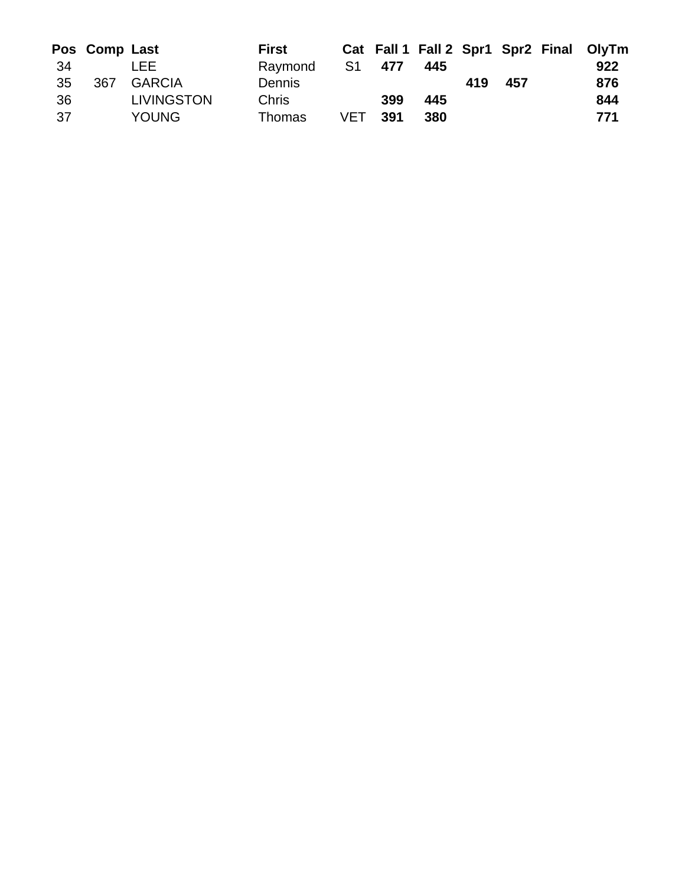| Pos | Comp | Last | First | Cat | Fall 1 | Fall 2 | Spr1 | Spr2 | Final | OlyTm |
|---|---|---|---|---|---|---|---|---|---|---|
| 34 | | LEE | Raymond | S1 | **477** | **445** | | | | **922** |
| 35 | 367 | GARCIA | Dennis | | | | **419** | **457** | | **876** |
| 36 | | LIVINGSTON | Chris | | **399** | **445** | | | | **844** |
| 37 | | YOUNG | Thomas | VET | **391** | **380** | | | | **771** |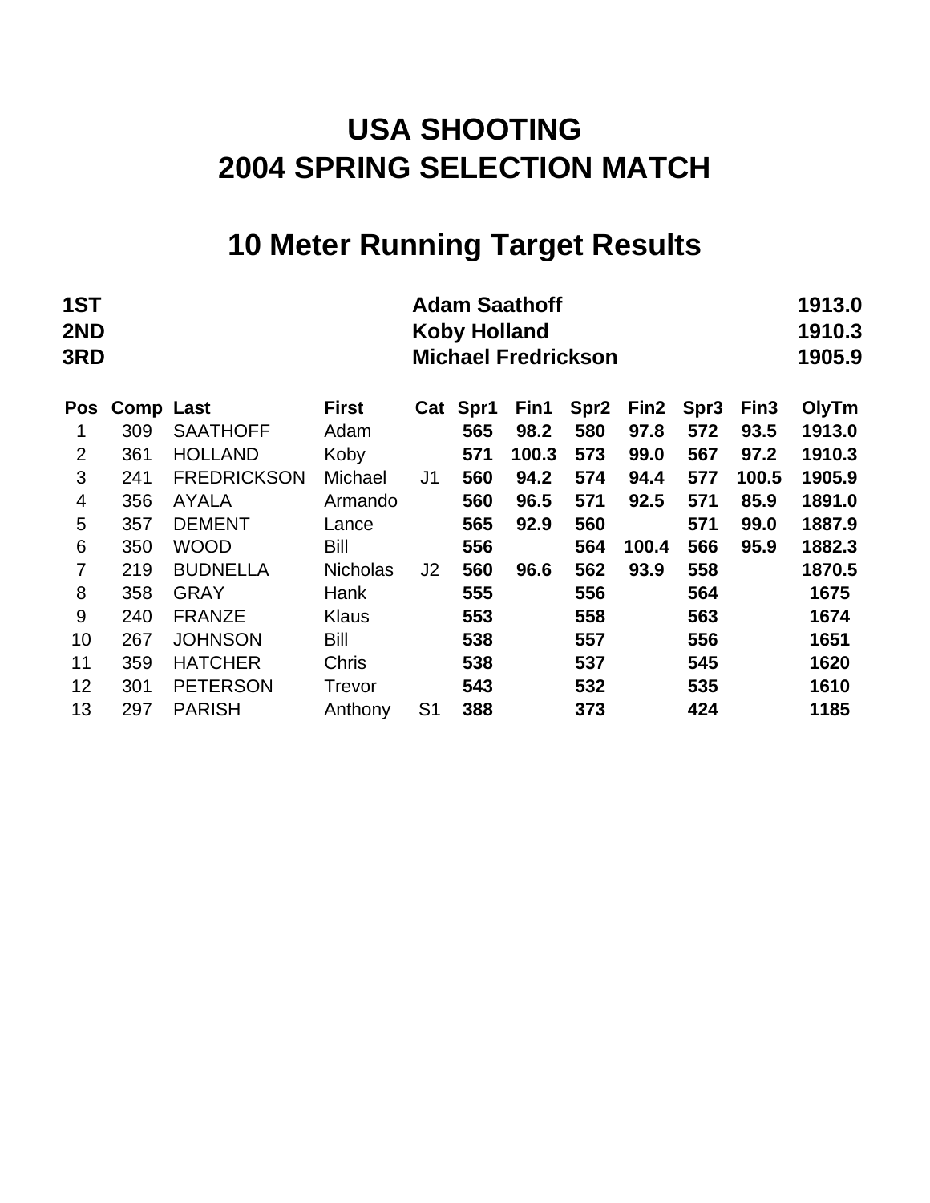# USA SHOOTING
# 2004 SPRING SELECTION MATCH

## 10 Meter Running Target Results

| | | |
|---|---|---|
| **1ST** | **Adam Saathoff** | **1913.0** |
| **2ND** | **Koby Holland** | **1910.3** |
| **3RD** | **Michael Fredrickson** | **1905.9** |

| Pos | Comp | Last | First | Cat | Spr1 | Fin1 | Spr2 | Fin2 | Spr3 | Fin3 | OlyTm |
|---|---|---|---|---|---|---|---|---|---|---|---|
| 1 | 309 | SAATHOFF | Adam | | **565** | **98.2** | **580** | **97.8** | **572** | **93.5** | **1913.0** |
| 2 | 361 | HOLLAND | Koby | | **571** | **100.3** | **573** | **99.0** | **567** | **97.2** | **1910.3** |
| 3 | 241 | FREDRICKSON | Michael | J1 | **560** | **94.2** | **574** | **94.4** | **577** | **100.5** | **1905.9** |
| 4 | 356 | AYALA | Armando | | **560** | **96.5** | **571** | **92.5** | **571** | **85.9** | **1891.0** |
| 5 | 357 | DEMENT | Lance | | **565** | **92.9** | **560** | | **571** | **99.0** | **1887.9** |
| 6 | 350 | WOOD | Bill | | **556** | | **564** | **100.4** | **566** | **95.9** | **1882.3** |
| 7 | 219 | BUDNELLA | Nicholas | J2 | **560** | **96.6** | **562** | **93.9** | **558** | | **1870.5** |
| 8 | 358 | GRAY | Hank | | **555** | | **556** | | **564** | | **1675** |
| 9 | 240 | FRANZE | Klaus | | **553** | | **558** | | **563** | | **1674** |
| 10 | 267 | JOHNSON | Bill | | **538** | | **557** | | **556** | | **1651** |
| 11 | 359 | HATCHER | Chris | | **538** | | **537** | | **545** | | **1620** |
| 12 | 301 | PETERSON | Trevor | | **543** | | **532** | | **535** | | **1610** |
| 13 | 297 | PARISH | Anthony | S1 | **388** | | **373** | | **424** | | **1185** |